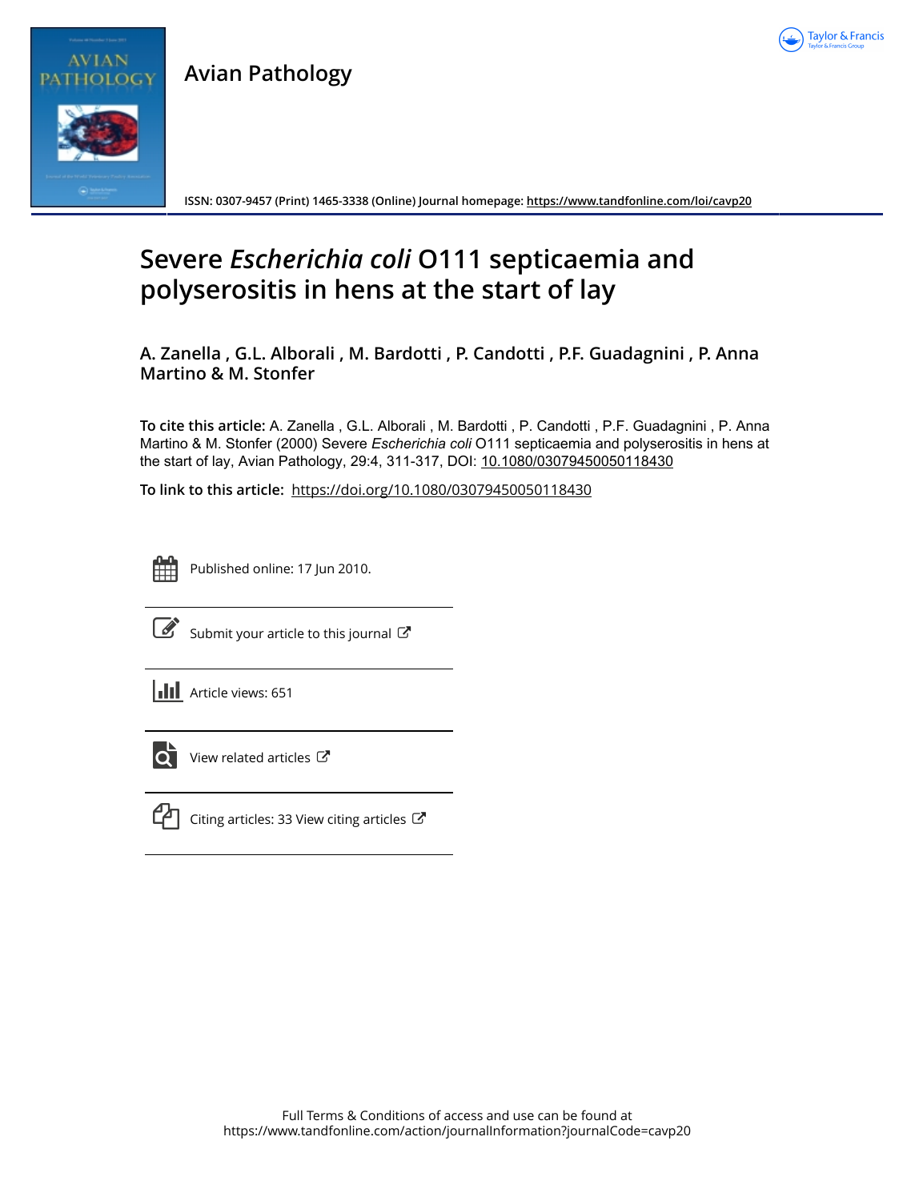Avian Pathology

ISSN: 0307-9457 (Print) 1465-3338 (Online) Journal homepage: https://www.tandfonline.com/loi/cavp20

# Severe *Escherichia coli* O111 septicaemia and polyserositis in hens at the start of lay

**A. Zanella , G.L. Alborali , M. Bardotti , P. Candotti , P.F. Guadagnini , P. Anna Martino & M. Stonfer**

**To cite this article:** A. Zanella , G.L. Alborali , M. Bardotti , P. Candotti , P.F. Guadagnini , P. Anna Martino & M. Stonfer (2000) Severe *Escherichia coli* O111 septicaemia and polyserositis in hens at the start of lay, Avian Pathology, 29:4, 311-317, DOI: 10.1080/03079450050118430

**To link to this article:** https://doi.org/10.1080/03079450050118430

Published online: 17 Jun 2010.

Submit your article to this journal

Article views: 651

View related articles

Citing articles: 33 View citing articles

Full Terms & Conditions of access and use can be found at
https://www.tandfonline.com/action/journalInformation?journalCode=cavp20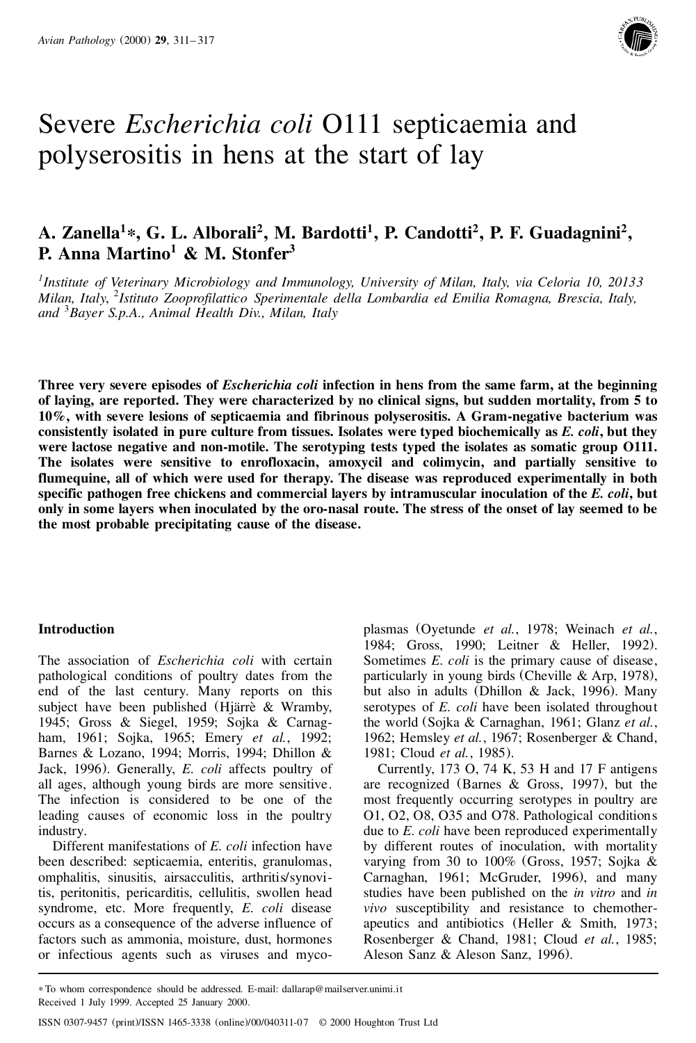# Severe *Escherichia coli* O111 septicaemia and polyserositis in hens at the start of lay

**A. Zanella[1]\*, G. L. Alborali[2], M. Bardotti[1], P. Candotti[2], P. F. Guadagnini[2], P. Anna Martino[1] & M. Stonfer[3]**

[1]*Institute of Veterinary Microbiology and Immunology, University of Milan, Italy, via Celoria 10, 20133 Milan, Italy,* [2]*Istituto Zooprofilattico Sperimentale della Lombardia ed Emilia Romagna, Brescia, Italy, and* [3]*Bayer S.p.A., Animal Health Div., Milan, Italy*

**Three very severe episodes of *Escherichia coli* infection in hens from the same farm, at the beginning of laying, are reported. They were characterized by no clinical signs, but sudden mortality, from 5 to 10%, with severe lesions of septicaemia and fibrinous polyserositis. A Gram-negative bacterium was consistently isolated in pure culture from tissues. Isolates were typed biochemically as *E. coli*, but they were lactose negative and non-motile. The serotyping tests typed the isolates as somatic group O111. The isolates were sensitive to enrofloxacin, amoxycil and colimycin, and partially sensitive to flumequine, all of which were used for therapy. The disease was reproduced experimentally in both specific pathogen free chickens and commercial layers by intramuscular inoculation of the *E. coli*, but only in some layers when inoculated by the oro-nasal route. The stress of the onset of lay seemed to be the most probable precipitating cause of the disease.**

## Introduction

The association of *Escherichia coli* with certain pathological conditions of poultry dates from the end of the last century. Many reports on this subject have been published (Hjärrè & Wramby, 1945; Gross & Siegel, 1959; Sojka & Carnagham, 1961; Sojka, 1965; Emery *et al.*, 1992; Barnes & Lozano, 1994; Morris, 1994; Dhillon & Jack, 1996). Generally, *E. coli* affects poultry of all ages, although young birds are more sensitive. The infection is considered to be one of the leading causes of economic loss in the poultry industry.

Different manifestations of *E. coli* infection have been described: septicaemia, enteritis, granulomas, omphalitis, sinusitis, airsacculitis, arthritis/synovitis, peritonitis, pericarditis, cellulitis, swollen head syndrome, etc. More frequently, *E. coli* disease occurs as a consequence of the adverse influence of factors such as ammonia, moisture, dust, hormones or infectious agents such as viruses and mycoplasmas (Oyetunde *et al.*, 1978; Weinach *et al.*, 1984; Gross, 1990; Leitner & Heller, 1992). Sometimes *E. coli* is the primary cause of disease, particularly in young birds (Cheville & Arp, 1978), but also in adults (Dhillon & Jack, 1996). Many serotypes of *E. coli* have been isolated throughout the world (Sojka & Carnaghan, 1961; Glanz *et al.*, 1962; Hemsley *et al.*, 1967; Rosenberger & Chand, 1981; Cloud *et al.*, 1985).

Currently, 173 O, 74 K, 53 H and 17 F antigens are recognized (Barnes & Gross, 1997), but the most frequently occurring serotypes in poultry are O1, O2, O8, O35 and O78. Pathological conditions due to *E. coli* have been reproduced experimentally by different routes of inoculation, with mortality varying from 30 to 100% (Gross, 1957; Sojka & Carnaghan, 1961; McGruder, 1996), and many studies have been published on the *in vitro* and *in vivo* susceptibility and resistance to chemotherapeutics and antibiotics (Heller & Smith, 1973; Rosenberger & Chand, 1981; Cloud *et al.*, 1985; Aleson Sanz & Aleson Sanz, 1996).

\* To whom correspondence should be addressed. E-mail: dallarap@mailserver.unimi.it
Received 1 July 1999. Accepted 25 January 2000.

ISSN 0307-9457 (print)/ISSN 1465-3338 (online)/00/040311-07 © 2000 Houghton Trust Ltd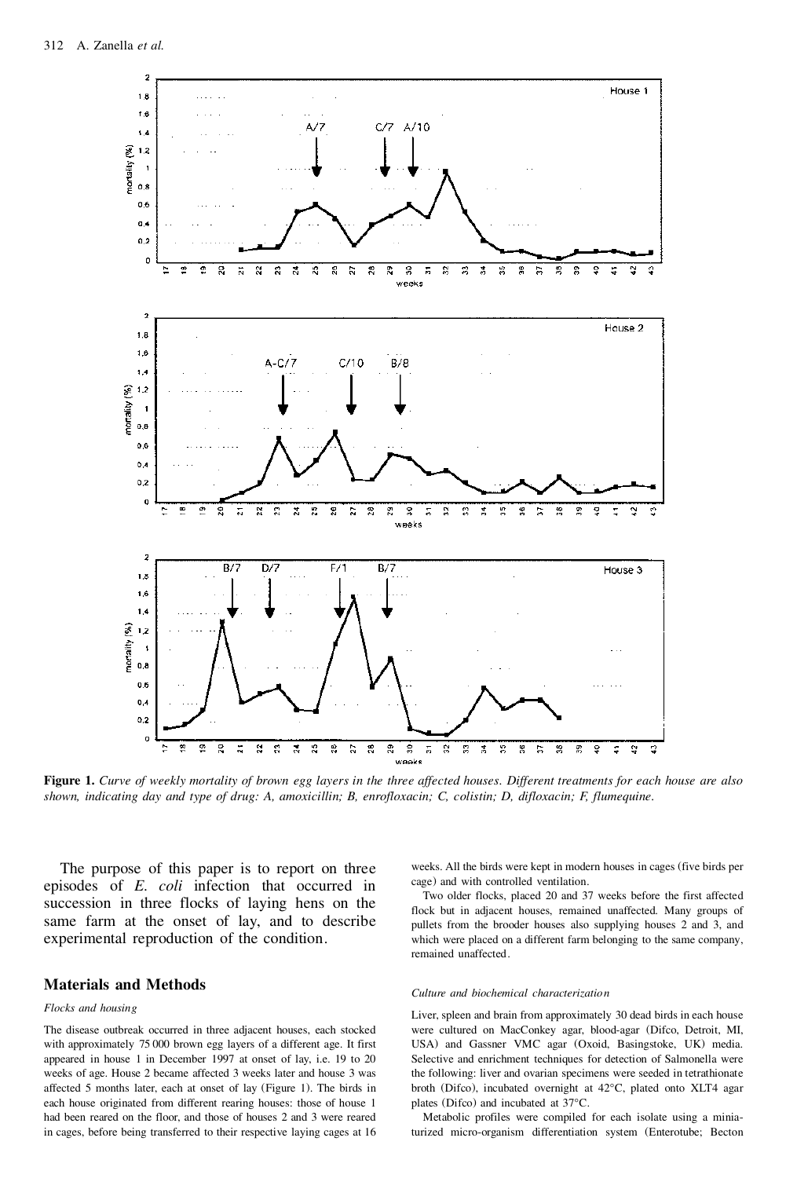**Figure 1.** *Curve of weekly mortality of brown egg layers in the three affected houses. Different treatments for each house are also shown, indicating day and type of drug: A, amoxicillin; B, enrofloxacin; C, colistin; D, difloxacin; F, flumequine.*

The purpose of this paper is to report on three episodes of *E. coli* infection that occurred in succession in three flocks of laying hens on the same farm at the onset of lay, and to describe experimental reproduction of the condition.

## Materials and Methods

### *Flocks and housing*

The disease outbreak occurred in three adjacent houses, each stocked with approximately 75 000 brown egg layers of a different age. It first appeared in house 1 in December 1997 at onset of lay, i.e. 19 to 20 weeks of age. House 2 became affected 3 weeks later and house 3 was affected 5 months later, each at onset of lay (Figure 1). The birds in each house originated from different rearing houses: those of house 1 had been reared on the floor, and those of houses 2 and 3 were reared in cages, before being transferred to their respective laying cages at 16 weeks. All the birds were kept in modern houses in cages (five birds per cage) and with controlled ventilation.

Two older flocks, placed 20 and 37 weeks before the first affected flock but in adjacent houses, remained unaffected. Many groups of pullets from the brooder houses also supplying houses 2 and 3, and which were placed on a different farm belonging to the same company, remained unaffected.

### *Culture and biochemical characterization*

Liver, spleen and brain from approximately 30 dead birds in each house were cultured on MacConkey agar, blood-agar (Difco, Detroit, MI, USA) and Gassner VMC agar (Oxoid, Basingstoke, UK) media. Selective and enrichment techniques for detection of Salmonella were the following: liver and ovarian specimens were seeded in tetrathionate broth (Difco), incubated overnight at 42°C, plated onto XLT4 agar plates (Difco) and incubated at 37°C.

Metabolic profiles were compiled for each isolate using a miniaturized micro-organism differentiation system (Enterotube; Becton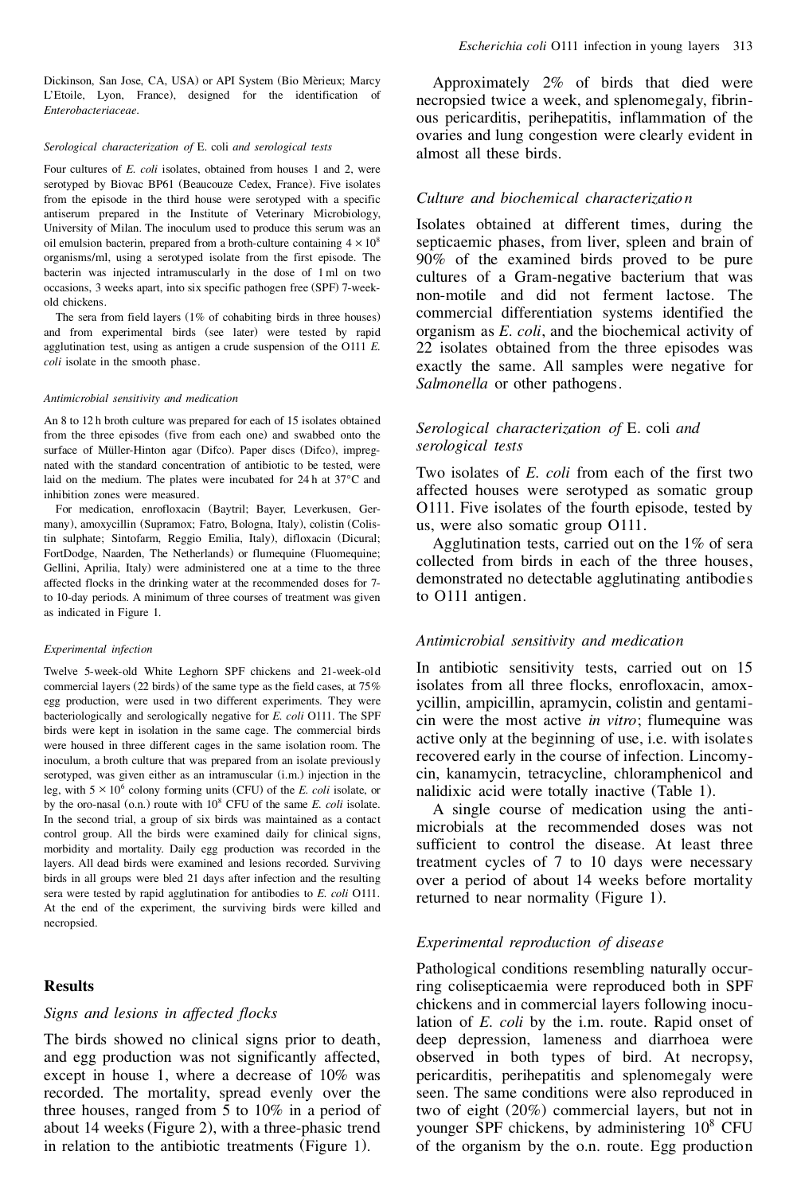Dickinson, San Jose, CA, USA) or API System (Bio Mèrieux; Marcy L'Etoile, Lyon, France), designed for the identification of *Enterobacteriaceae*.

#### *Serological characterization of* E. coli *and serological tests*

Four cultures of *E. coli* isolates, obtained from houses 1 and 2, were serotyped by Biovac BP61 (Beaucouze Cedex, France). Five isolates from the episode in the third house were serotyped with a specific antiserum prepared in the Institute of Veterinary Microbiology, University of Milan. The inoculum used to produce this serum was an oil emulsion bacterin, prepared from a broth-culture containing $4 \times 10^8$ organisms/ml, using a serotyped isolate from the first episode. The bacterin was injected intramuscularly in the dose of 1 ml on two occasions, 3 weeks apart, into six specific pathogen free (SPF) 7-week-old chickens.

The sera from field layers (1% of cohabiting birds in three houses) and from experimental birds (see later) were tested by rapid agglutination test, using as antigen a crude suspension of the O111 *E. coli* isolate in the smooth phase.

#### *Antimicrobial sensitivity and medication*

An 8 to 12 h broth culture was prepared for each of 15 isolates obtained from the three episodes (five from each one) and swabbed onto the surface of Müller-Hinton agar (Difco). Paper discs (Difco), impregnated with the standard concentration of antibiotic to be tested, were laid on the medium. The plates were incubated for 24 h at 37°C and inhibition zones were measured.

For medication, enrofloxacin (Baytril; Bayer, Leverkusen, Germany), amoxycillin (Supramox; Fatro, Bologna, Italy), colistin (Colistin sulphate; Sintofarm, Reggio Emilia, Italy), difloxacin (Dicural; FortDodge, Naarden, The Netherlands) or flumequine (Fluomequine; Gellini, Aprilia, Italy) were administered one at a time to the three affected flocks in the drinking water at the recommended doses for 7- to 10-day periods. A minimum of three courses of treatment was given as indicated in Figure 1.

#### *Experimental infection*

Twelve 5-week-old White Leghorn SPF chickens and 21-week-old commercial layers (22 birds) of the same type as the field cases, at 75% egg production, were used in two different experiments. They were bacteriologically and serologically negative for *E. coli* O111. The SPF birds were kept in isolation in the same cage. The commercial birds were housed in three different cages in the same isolation room. The inoculum, a broth culture that was prepared from an isolate previously serotyped, was given either as an intramuscular (i.m.) injection in the leg, with $5 \times 10^6$ colony forming units (CFU) of the *E. coli* isolate, or by the oro-nasal (o.n.) route with $10^8$ CFU of the same *E. coli* isolate. In the second trial, a group of six birds was maintained as a contact control group. All the birds were examined daily for clinical signs, morbidity and mortality. Daily egg production was recorded in the layers. All dead birds were examined and lesions recorded. Surviving birds in all groups were bled 21 days after infection and the resulting sera were tested by rapid agglutination for antibodies to *E. coli* O111. At the end of the experiment, the surviving birds were killed and necropsied.

## Results

### *Signs and lesions in affected flocks*

The birds showed no clinical signs prior to death, and egg production was not significantly affected, except in house 1, where a decrease of 10% was recorded. The mortality, spread evenly over the three houses, ranged from 5 to 10% in a period of about 14 weeks (Figure 2), with a three-phasic trend in relation to the antibiotic treatments (Figure 1).

Approximately 2% of birds that died were necropsied twice a week, and splenomegaly, fibrinous pericarditis, perihepatitis, inflammation of the ovaries and lung congestion were clearly evident in almost all these birds.

### *Culture and biochemical characterization*

Isolates obtained at different times, during the septicaemic phases, from liver, spleen and brain of 90% of the examined birds proved to be pure cultures of a Gram-negative bacterium that was non-motile and did not ferment lactose. The commercial differentiation systems identified the organism as *E. coli*, and the biochemical activity of 22 isolates obtained from the three episodes was exactly the same. All samples were negative for *Salmonella* or other pathogens.

### *Serological characterization of* E. coli *and serological tests*

Two isolates of *E. coli* from each of the first two affected houses were serotyped as somatic group O111. Five isolates of the fourth episode, tested by us, were also somatic group O111.

Agglutination tests, carried out on the 1% of sera collected from birds in each of the three houses, demonstrated no detectable agglutinating antibodies to O111 antigen.

### *Antimicrobial sensitivity and medication*

In antibiotic sensitivity tests, carried out on 15 isolates from all three flocks, enrofloxacin, amoxycillin, ampicillin, apramycin, colistin and gentamicin were the most active *in vitro*; flumequine was active only at the beginning of use, i.e. with isolates recovered early in the course of infection. Lincomycin, kanamycin, tetracycline, chloramphenicol and nalidixic acid were totally inactive (Table 1).

A single course of medication using the antimicrobials at the recommended doses was not sufficient to control the disease. At least three treatment cycles of 7 to 10 days were necessary over a period of about 14 weeks before mortality returned to near normality (Figure 1).

### *Experimental reproduction of disease*

Pathological conditions resembling naturally occurring colisepticaemia were reproduced both in SPF chickens and in commercial layers following inoculation of *E. coli* by the i.m. route. Rapid onset of deep depression, lameness and diarrhoea were observed in both types of bird. At necropsy, pericarditis, perihepatitis and splenomegaly were seen. The same conditions were also reproduced in two of eight (20%) commercial layers, but not in younger SPF chickens, by administering $10^8$ CFU of the organism by the o.n. route. Egg production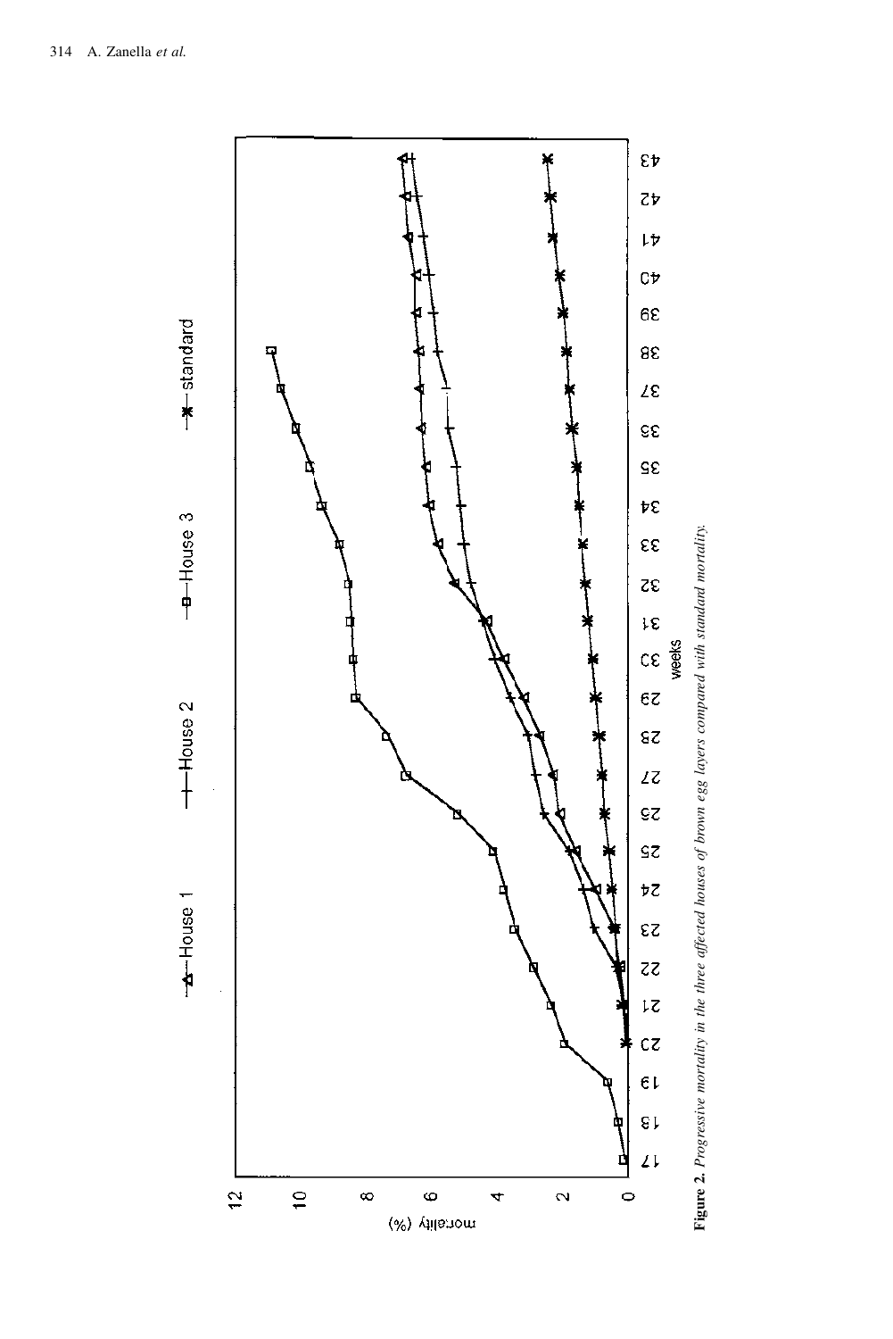**Figure 2.** *Progressive mortality in the three affected houses of brown egg layers compared with standard mortality.*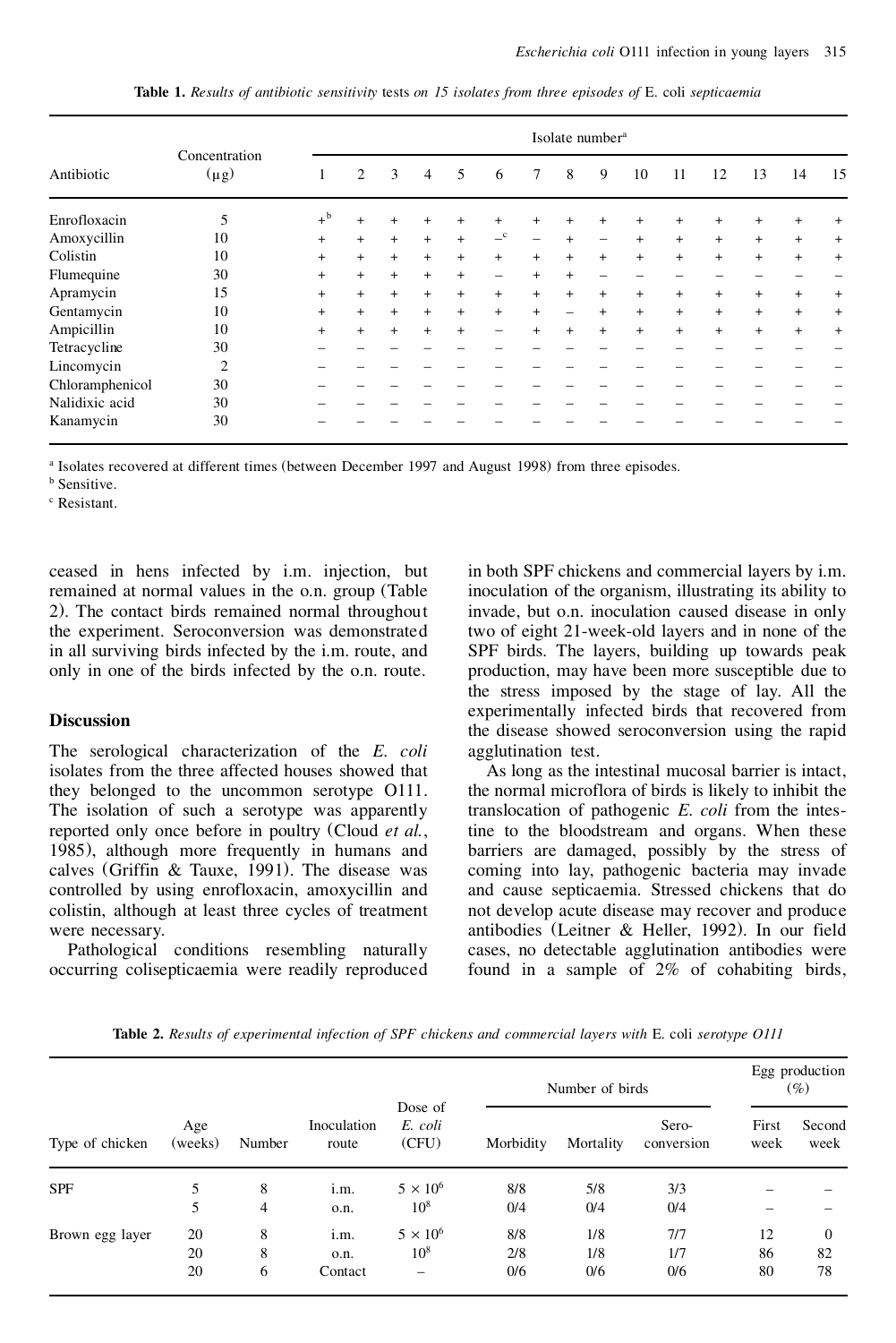**Table 1.** *Results of antibiotic sensitivity tests on 15 isolates from three episodes of* E. coli *septicaemia*

| Antibiotic | Concentration (μg) | Isolate number[a] | | | | | | | | | | | | | | |
|---|---|---|---|---|---|---|---|---|---|---|---|---|---|---|---|---|
| | | 1 | 2 | 3 | 4 | 5 | 6 | 7 | 8 | 9 | 10 | 11 | 12 | 13 | 14 | 15 |
| Enrofloxacin | 5 | +[b] | + | + | + | + | + | + | + | + | + | + | + | + | + | + |
| Amoxycillin | 10 | + | + | + | + | + | –[c] | – | + | – | + | + | + | + | + | + |
| Colistin | 10 | + | + | + | + | + | + | + | + | + | + | + | + | + | + | + |
| Flumequine | 30 | + | + | + | + | + | – | + | + | – | – | – | – | – | – | – |
| Apramycin | 15 | + | + | + | + | + | + | + | + | + | + | + | + | + | + | + |
| Gentamycin | 10 | + | + | + | + | + | + | + | – | + | + | + | + | + | + | + |
| Ampicillin | 10 | + | + | + | + | + | – | + | + | + | + | + | + | + | + | + |
| Tetracycline | 30 | – | – | – | – | – | – | – | – | – | – | – | – | – | – | – |
| Lincomycin | 2 | – | – | – | – | – | – | – | – | – | – | – | – | – | – | – |
| Chloramphenicol | 30 | – | – | – | – | – | – | – | – | – | – | – | – | – | – | – |
| Nalidixic acid | 30 | – | – | – | – | – | – | – | – | – | – | – | – | – | – | – |
| Kanamycin | 30 | – | – | – | – | – | – | – | – | – | – | – | – | – | – | – |

[a] Isolates recovered at different times (between December 1997 and August 1998) from three episodes.
[b] Sensitive.
[c] Resistant.

ceased in hens infected by i.m. injection, but remained at normal values in the o.n. group (Table 2). The contact birds remained normal throughout the experiment. Seroconversion was demonstrated in all surviving birds infected by the i.m. route, and only in one of the birds infected by the o.n. route.

## Discussion

The serological characterization of the *E. coli* isolates from the three affected houses showed that they belonged to the uncommon serotype O111. The isolation of such a serotype was apparently reported only once before in poultry (Cloud *et al.*, 1985), although more frequently in humans and calves (Griffin & Tauxe, 1991). The disease was controlled by using enrofloxacin, amoxycillin and colistin, although at least three cycles of treatment were necessary.

Pathological conditions resembling naturally occurring colisepticaemia were readily reproduced in both SPF chickens and commercial layers by i.m. inoculation of the organism, illustrating its ability to invade, but o.n. inoculation caused disease in only two of eight 21-week-old layers and in none of the SPF birds. The layers, building up towards peak production, may have been more susceptible due to the stress imposed by the stage of lay. All the experimentally infected birds that recovered from the disease showed seroconversion using the rapid agglutination test.

As long as the intestinal mucosal barrier is intact, the normal microflora of birds is likely to inhibit the translocation of pathogenic *E. coli* from the intestine to the bloodstream and organs. When these barriers are damaged, possibly by the stress of coming into lay, pathogenic bacteria may invade and cause septicaemia. Stressed chickens that do not develop acute disease may recover and produce antibodies (Leitner & Heller, 1992). In our field cases, no detectable agglutination antibodies were found in a sample of 2% of cohabiting birds,

**Table 2.** *Results of experimental infection of SPF chickens and commercial layers with* E. coli *serotype O111*

| Type of chicken | Age (weeks) | Number | Inoculation route | Dose of *E. coli* (CFU) | Number of birds | | | Egg production (%) | |
|---|---|---|---|---|---|---|---|---|---|
| | | | | | Morbidity | Mortality | Sero-conversion | First week | Second week |
| SPF | 5 | 8 | i.m. | $5 \times 10^6$ | 8/8 | 5/8 | 3/3 | – | – |
| | 5 | 4 | o.n. | $10^8$ | 0/4 | 0/4 | 0/4 | – | – |
| Brown egg layer | 20 | 8 | i.m. | $5 \times 10^6$ | 8/8 | 1/8 | 7/7 | 12 | 0 |
| | 20 | 8 | o.n. | $10^8$ | 2/8 | 1/8 | 1/7 | 86 | 82 |
| | 20 | 6 | Contact | – | 0/6 | 0/6 | 0/6 | 80 | 78 |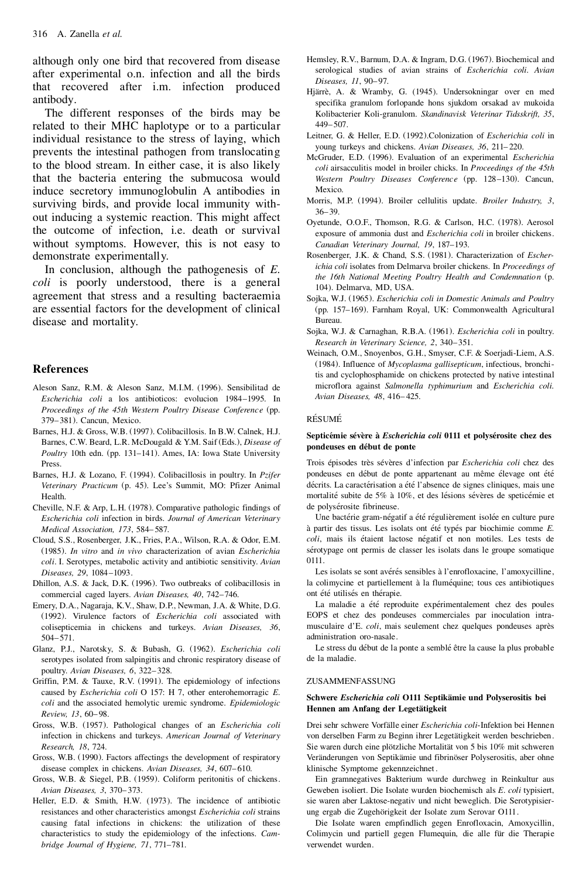although only one bird that recovered from disease after experimental o.n. infection and all the birds that recovered after i.m. infection produced antibody.

The different responses of the birds may be related to their MHC haplotype or to a particular individual resistance to the stress of laying, which prevents the intestinal pathogen from translocating to the blood stream. In either case, it is also likely that the bacteria entering the submucosa would induce secretory immunoglobulin A antibodies in surviving birds, and provide local immunity without inducing a systemic reaction. This might affect the outcome of infection, i.e. death or survival without symptoms. However, this is not easy to demonstrate experimentally.

In conclusion, although the pathogenesis of *E. coli* is poorly understood, there is a general agreement that stress and a resulting bacteraemia are essential factors for the development of clinical disease and mortality.

## References

Aleson Sanz, R.M. & Aleson Sanz, M.I.M. (1996). Sensibilitad de *Escherichia coli* a los antibioticos: evolucion 1984–1995. In *Proceedings of the 45th Western Poultry Disease Conference* (pp. 379–381). Cancun, Mexico.

Barnes, H.J. & Gross, W.B. (1997). Colibacillosis. In B.W. Calnek, H.J. Barnes, C.W. Beard, L.R. McDougald & Y.M. Saif (Eds.), *Disease of Poultry* 10th edn. (pp. 131–141). Ames, IA: Iowa State University Press.

Barnes, H.J. & Lozano, F. (1994). Colibacillosis in poultry. In *Pzifer Veterinary Practicum* (p. 45). Lee's Summit, MO: Pfizer Animal Health.

Cheville, N.F. & Arp, L.H. (1978). Comparative pathologic findings of *Escherichia coli* infection in birds. *Journal of American Veterinary Medical Association, 173*, 584–587.

Cloud, S.S., Rosenberger, J.K., Fries, P.A., Wilson, R.A. & Odor, E.M. (1985). *In vitro* and *in vivo* characterization of avian *Escherichia coli*. I. Serotypes, metabolic activity and antibiotic sensitivity. *Avian Diseases, 29*, 1084–1093.

Dhillon, A.S. & Jack, D.K. (1996). Two outbreaks of colibacillosis in commercial caged layers. *Avian Diseases, 40*, 742–746.

Emery, D.A., Nagaraja, K.V., Shaw, D.P., Newman, J.A. & White, D.G. (1992). Virulence factors of *Escherichia coli* associated with colisepticemia in chickens and turkeys. *Avian Diseases, 36*, 504–571.

Glanz, P.J., Narotsky, S. & Bubash, G. (1962). *Escherichia coli* serotypes isolated from salpingitis and chronic respiratory disease of poultry. *Avian Diseases, 6*, 322–328.

Griffin, P.M. & Tauxe, R.V. (1991). The epidemiology of infections caused by *Escherichia coli* O 157: H 7, other enterohemorragic *E. coli* and the associated hemolytic uremic syndrome. *Epidemiologic Review, 13*, 60–98.

Gross, W.B. (1957). Pathological changes of an *Escherichia coli* infection in chickens and turkeys. *American Journal of Veterinary Research, 18*, 724.

Gross, W.B. (1990). Factors affectings the development of respiratory disease complex in chickens. *Avian Diseases, 34*, 607–610.

Gross, W.B. & Siegel, P.B. (1959). Coliform peritonitis of chickens. *Avian Diseases, 3*, 370–373.

Heller, E.D. & Smith, H.W. (1973). The incidence of antibiotic resistances and other characteristics amongst *Escherichia coli* strains causing fatal infections in chickens: the utilization of these characteristics to study the epidemiology of the infections. *Cambridge Journal of Hygiene, 71*, 771–781.

Hemsley, R.V., Barnum, D.A. & Ingram, D.G. (1967). Biochemical and serological studies of avian strains of *Escherichia coli*. *Avian Diseases, 11*, 90–97.

Hjärrè, A. & Wramby, G. (1945). Undersokningar over en med specifika granulom forlopande hons sjukdom orsakad av mukoida Kolibacterier Koli-granulom. *Skandinavisk Veterinar Tidsskrift, 35*, 449–507.

Leitner, G. & Heller, E.D. (1992).Colonization of *Escherichia coli* in young turkeys and chickens. *Avian Diseases, 36*, 211–220.

McGruder, E.D. (1996). Evaluation of an experimental *Escherichia coli* airsacculitis model in broiler chicks. In *Proceedings of the 45th Western Poultry Diseases Conference* (pp. 128–130). Cancun, Mexico.

Morris, M.P. (1994). Broiler cellulitis update. *Broiler Industry, 3*, 36–39.

Oyetunde, O.O.F., Thomson, R.G. & Carlson, H.C. (1978). Aerosol exposure of ammonia dust and *Escherichia coli* in broiler chickens. *Canadian Veterinary Journal, 19*, 187–193.

Rosenberger, J.K. & Chand, S.S. (1981). Characterization of *Escherichia coli* isolates from Delmarva broiler chickens. In *Proceedings of the 16th National Meeting Poultry Health and Condemnation* (p. 104). Delmarva, MD, USA.

Sojka, W.J. (1965). *Escherichia coli in Domestic Animals and Poultry* (pp. 157–169). Farnham Royal, UK: Commonwealth Agricultural Bureau.

Sojka, W.J. & Carnaghan, R.B.A. (1961). *Escherichia coli* in poultry. *Research in Veterinary Science, 2*, 340–351.

Weinach, O.M., Snoyenbos, G.H., Smyser, C.F. & Soerjadi-Liem, A.S. (1984). Influence of *Mycoplasma gallisepticum*, infectious, bronchitis and cyclophosphamide on chickens protected by native intestinal microflora against *Salmonella typhimurium* and *Escherichia coli*. *Avian Diseases, 48*, 416–425.

### RÉSUMÉ

**Septicémie sévère à *Escherichia coli* 0111 et polysérosite chez des pondeuses en début de ponte**

Trois épisodes très sévères d'infection par *Escherichia coli* chez des pondeuses en début de ponte appartenant au même élevage ont été décrits. La caractérisation a été l'absence de signes cliniques, mais une mortalité subite de 5% à 10%, et des lésions sévères de speticémie et de polysérosite fibrineuse.

Une bactérie gram-négatif a été régulièrement isolée en culture pure à partir des tissus. Les isolats ont été typés par biochimie comme *E. coli*, mais ils étaient lactose négatif et non motiles. Les tests de sérotypage ont permis de classer les isolats dans le groupe somatique 0111.

Les isolats se sont avérés sensibles à l'enrofloxacine, l'amoxycilline, la colimycine et partiellement à la fluméquine; tous ces antibiotiques ont été utilisés en thérapie.

La maladie a été reproduite expérimentalement chez des poules EOPS et chez des pondeuses commerciales par inoculation intramusculaire d'E. *coli*, mais seulement chez quelques pondeuses après administration oro-nasale.

Le stress du début de la ponte a semblé être la cause la plus probable de la maladie.

### ZUSAMMENFASSUNG

**Schwere *Escherichia coli* O111 Septikämie und Polyserositis bei Hennen am Anfang der Legetätigkeit**

Drei sehr schwere Vorfälle einer *Escherichia coli*-Infektion bei Hennen von derselben Farm zu Beginn ihrer Legetätigkeit werden beschrieben. Sie waren durch eine plötzliche Mortalität von 5 bis 10% mit schweren Veränderungen von Septikämie und fibrinöser Polyserositis, aber ohne klinische Symptome gekennzeichnet.

Ein gramnegatives Bakterium wurde durchweg in Reinkultur aus Geweben isoliert. Die Isolate wurden biochemisch als *E. coli* typisiert, sie waren aber Laktose-negativ und nicht beweglich. Die Serotypisierung ergab die Zugehörigkeit der Isolate zum Serovar O111.

Die Isolate waren empfindlich gegen Enrofloxacin, Amoxycillin, Colimycin und partiell gegen Flumequin, die alle für die Therapie verwendet wurden.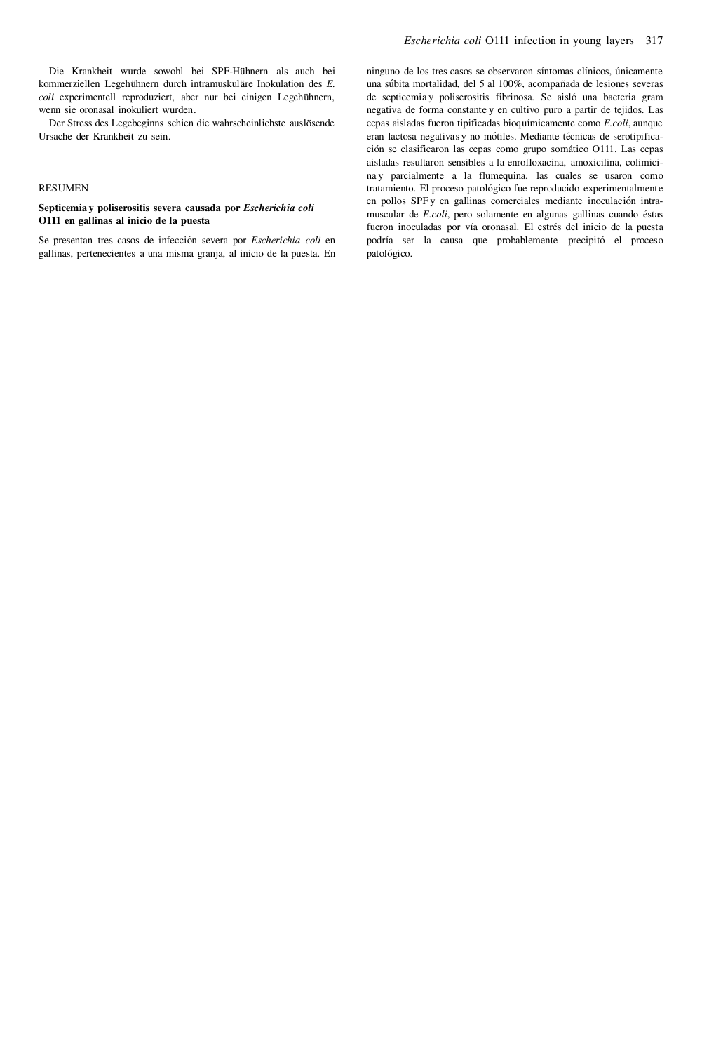Die Krankheit wurde sowohl bei SPF-Hühnern als auch bei kommerziellen Legehühnern durch intramuskuläre Inokulation des *E. coli* experimentell reproduziert, aber nur bei einigen Legehühnern, wenn sie oronasal inokuliert wurden.

Der Stress des Legebeginns schien die wahrscheinlichste auslösende Ursache der Krankheit zu sein.

## RESUMEN

**Septicemia y poliserositis severa causada por *Escherichia coli* O111 en gallinas al inicio de la puesta**

Se presentan tres casos de infección severa por *Escherichia coli* en gallinas, pertenecientes a una misma granja, al inicio de la puesta. En ninguno de los tres casos se observaron síntomas clínicos, únicamente una súbita mortalidad, del 5 al 100%, acompañada de lesiones severas de septicemia y poliserositis fibrinosa. Se aisló una bacteria gram negativa de forma constante y en cultivo puro a partir de tejidos. Las cepas aisladas fueron tipificadas bioquímicamente como *E.coli*, aunque eran lactosa negativas y no mótiles. Mediante técnicas de serotipificación se clasificaron las cepas como grupo somático O111. Las cepas aisladas resultaron sensibles a la enrofloxacina, amoxicilina, colimicina y parcialmente a la flumequina, las cuales se usaron como tratamiento. El proceso patológico fue reproducido experimentalmente en pollos SPF y en gallinas comerciales mediante inoculación intramuscular de *E.coli*, pero solamente en algunas gallinas cuando éstas fueron inoculadas por vía oronasal. El estrés del inicio de la puesta podría ser la causa que probablemente precipitó el proceso patológico.